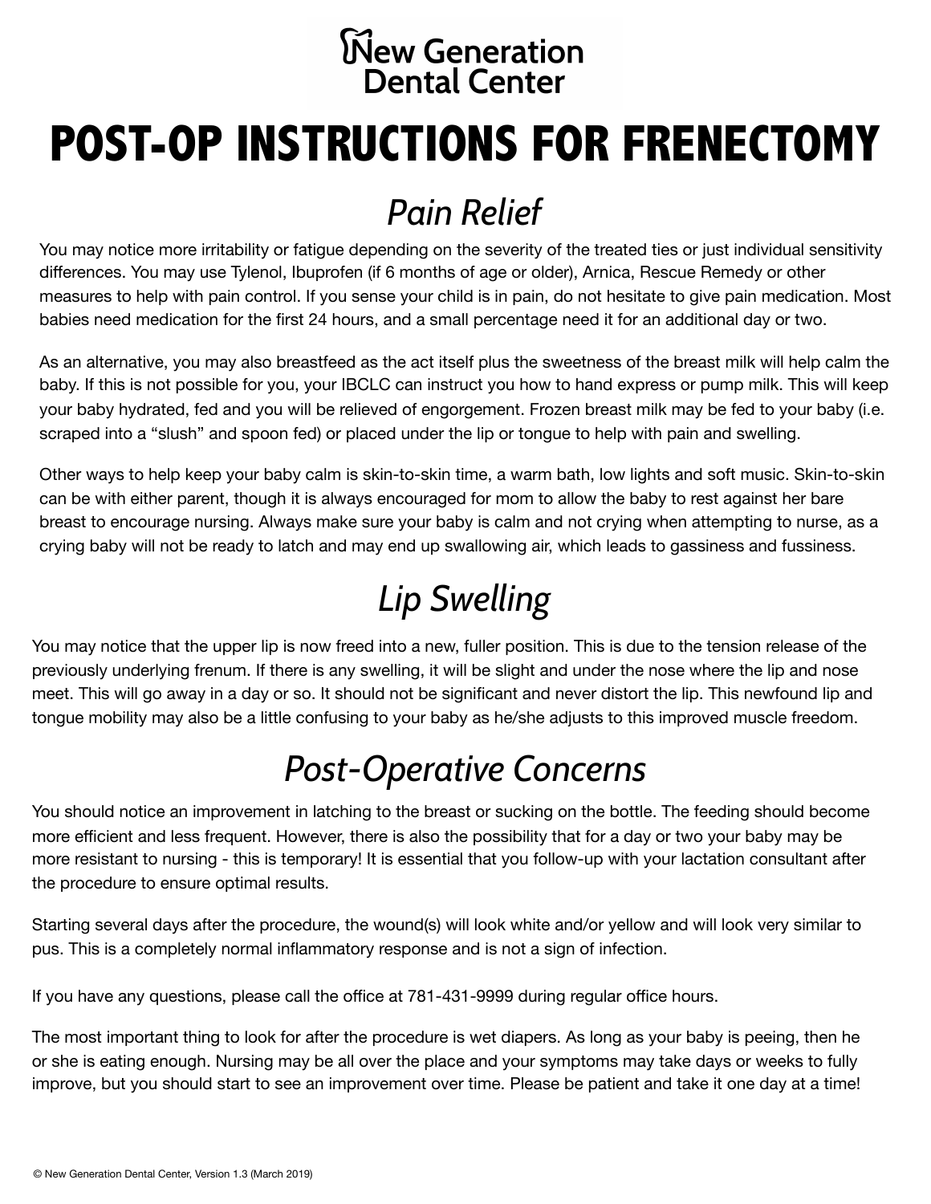New Generation Dental Center

# POST-OP INSTRUCTIONS FOR FRENECTOMY

## *Pain Relief*

You may notice more irritability or fatigue depending on the severity of the treated ties or just individual sensitivity differences. You may use Tylenol, Ibuprofen (if 6 months of age or older), Arnica, Rescue Remedy or other measures to help with pain control. If you sense your child is in pain, do not hesitate to give pain medication. Most babies need medication for the first 24 hours, and a small percentage need it for an additional day or two.

As an alternative, you may also breastfeed as the act itself plus the sweetness of the breast milk will help calm the baby. If this is not possible for you, your IBCLC can instruct you how to hand express or pump milk. This will keep your baby hydrated, fed and you will be relieved of engorgement. Frozen breast milk may be fed to your baby (i.e. scraped into a "slush" and spoon fed) or placed under the lip or tongue to help with pain and swelling.

Other ways to help keep your baby calm is skin-to-skin time, a warm bath, low lights and soft music. Skin-to-skin can be with either parent, though it is always encouraged for mom to allow the baby to rest against her bare breast to encourage nursing. Always make sure your baby is calm and not crying when attempting to nurse, as a crying baby will not be ready to latch and may end up swallowing air, which leads to gassiness and fussiness.

## *Lip Swelling*

You may notice that the upper lip is now freed into a new, fuller position. This is due to the tension release of the previously underlying frenum. If there is any swelling, it will be slight and under the nose where the lip and nose meet. This will go away in a day or so. It should not be significant and never distort the lip. This newfound lip and tongue mobility may also be a little confusing to your baby as he/she adjusts to this improved muscle freedom.

## *Post-Operative Concerns*

You should notice an improvement in latching to the breast or sucking on the bottle. The feeding should become more efficient and less frequent. However, there is also the possibility that for a day or two your baby may be more resistant to nursing - this is temporary! It is essential that you follow-up with your lactation consultant after the procedure to ensure optimal results.

Starting several days after the procedure, the wound(s) will look white and/or yellow and will look very similar to pus. This is a completely normal inflammatory response and is not a sign of infection.

If you have any questions, please call the office at 781-431-9999 during regular office hours.

The most important thing to look for after the procedure is wet diapers. As long as your baby is peeing, then he or she is eating enough. Nursing may be all over the place and your symptoms may take days or weeks to fully improve, but you should start to see an improvement over time. Please be patient and take it one day at a time!

© New Generation Dental Center, Version 1.3 (March 2019)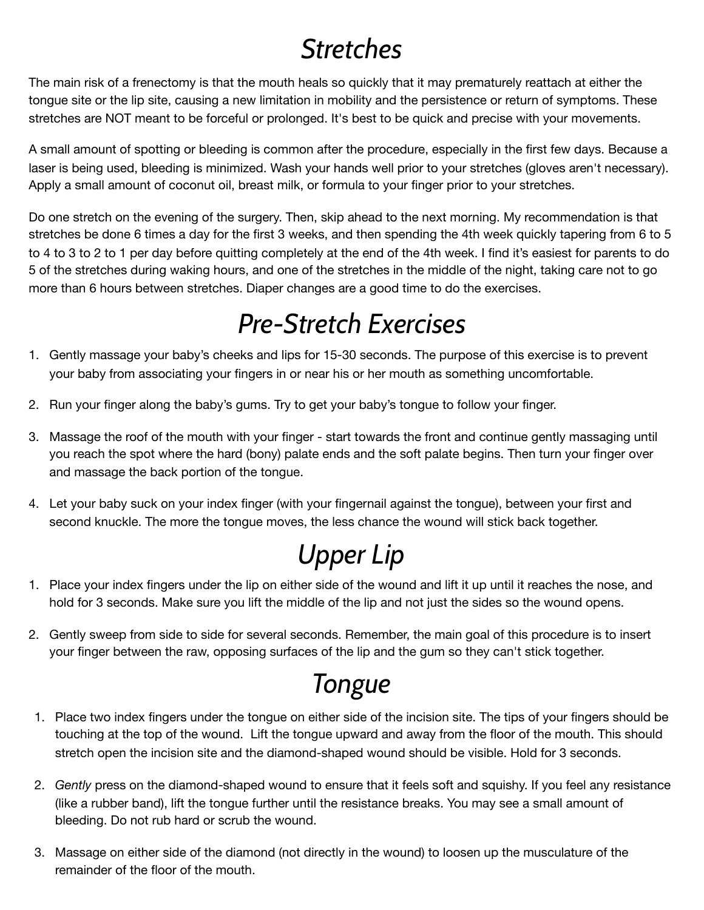# *Stretches*

The main risk of a frenectomy is that the mouth heals so quickly that it may prematurely reattach at either the tongue site or the lip site, causing a new limitation in mobility and the persistence or return of symptoms. These stretches are NOT meant to be forceful or prolonged. It's best to be quick and precise with your movements.

A small amount of spotting or bleeding is common after the procedure, especially in the first few days. Because a laser is being used, bleeding is minimized. Wash your hands well prior to your stretches (gloves aren't necessary). Apply a small amount of coconut oil, breast milk, or formula to your finger prior to your stretches.

Do one stretch on the evening of the surgery. Then, skip ahead to the next morning. My recommendation is that stretches be done 6 times a day for the first 3 weeks, and then spending the 4th week quickly tapering from 6 to 5 to 4 to 3 to 2 to 1 per day before quitting completely at the end of the 4th week. I find it's easiest for parents to do 5 of the stretches during waking hours, and one of the stretches in the middle of the night, taking care not to go more than 6 hours between stretches. Diaper changes are a good time to do the exercises.

# *Pre-Stretch Exercises*

1. Gently massage your baby's cheeks and lips for 15-30 seconds. The purpose of this exercise is to prevent your baby from associating your fingers in or near his or her mouth as something uncomfortable.
2. Run your finger along the baby's gums. Try to get your baby's tongue to follow your finger.
3. Massage the roof of the mouth with your finger - start towards the front and continue gently massaging until you reach the spot where the hard (bony) palate ends and the soft palate begins. Then turn your finger over and massage the back portion of the tongue.
4. Let your baby suck on your index finger (with your fingernail against the tongue), between your first and second knuckle. The more the tongue moves, the less chance the wound will stick back together.

# *Upper Lip*

1. Place your index fingers under the lip on either side of the wound and lift it up until it reaches the nose, and hold for 3 seconds. Make sure you lift the middle of the lip and not just the sides so the wound opens.
2. Gently sweep from side to side for several seconds. Remember, the main goal of this procedure is to insert your finger between the raw, opposing surfaces of the lip and the gum so they can't stick together.

# *Tongue*

1. Place two index fingers under the tongue on either side of the incision site. The tips of your fingers should be touching at the top of the wound. Lift the tongue upward and away from the floor of the mouth. This should stretch open the incision site and the diamond-shaped wound should be visible. Hold for 3 seconds.
2. *Gently* press on the diamond-shaped wound to ensure that it feels soft and squishy. If you feel any resistance (like a rubber band), lift the tongue further until the resistance breaks. You may see a small amount of bleeding. Do not rub hard or scrub the wound.
3. Massage on either side of the diamond (not directly in the wound) to loosen up the musculature of the remainder of the floor of the mouth.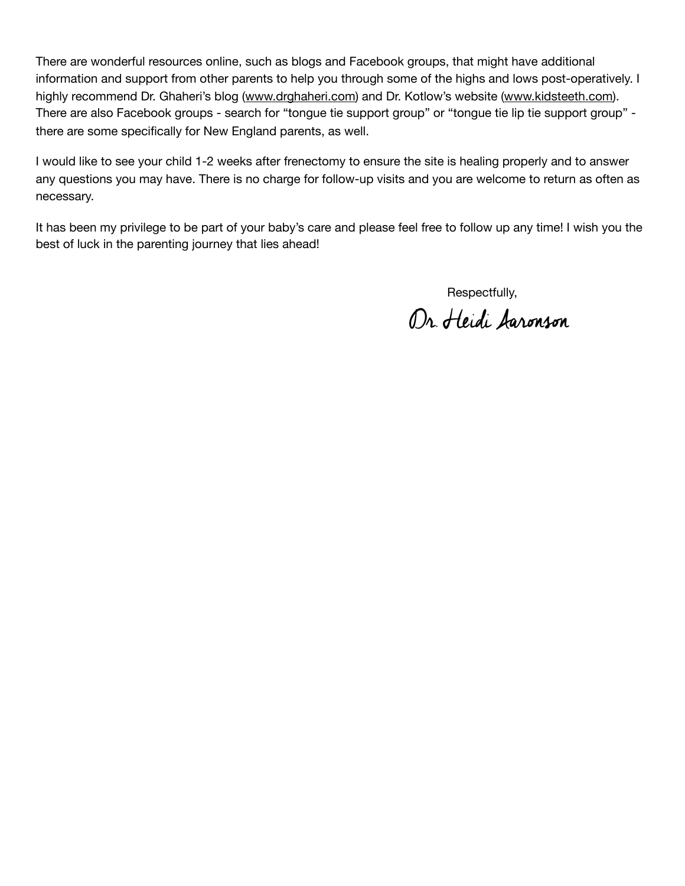There are wonderful resources online, such as blogs and Facebook groups, that might have additional information and support from other parents to help you through some of the highs and lows post-operatively. I highly recommend Dr. Ghaheri's blog (www.drghaheri.com) and Dr. Kotlow's website (www.kidsteeth.com). There are also Facebook groups - search for "tongue tie support group" or "tongue tie lip tie support group" - there are some specifically for New England parents, as well.

I would like to see your child 1-2 weeks after frenectomy to ensure the site is healing properly and to answer any questions you may have. There is no charge for follow-up visits and you are welcome to return as often as necessary.

It has been my privilege to be part of your baby's care and please feel free to follow up any time! I wish you the best of luck in the parenting journey that lies ahead!

Respectfully,

Dr. Heidi Aaronson